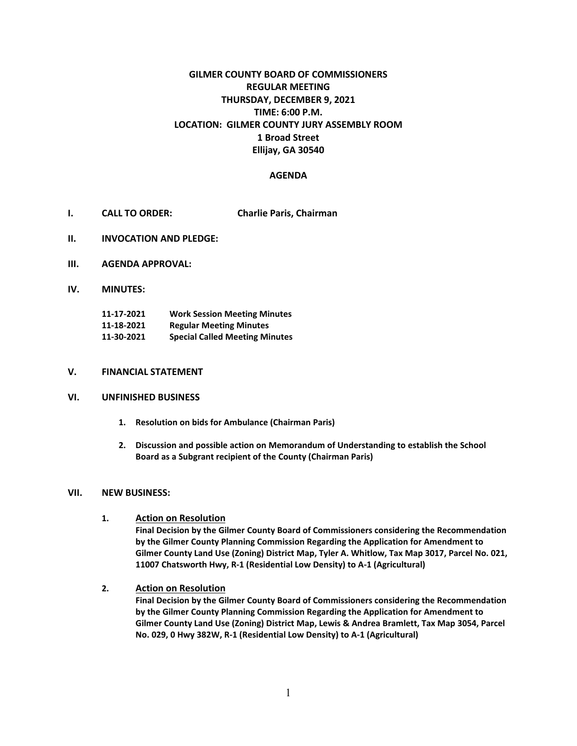# GILMER COUNTY BOARD OF COMMISSIONERS
## REGULAR MEETING
## THURSDAY, DECEMBER 9, 2021
## TIME: 6:00 P.M.
## LOCATION: GILMER COUNTY JURY ASSEMBLY ROOM
## 1 Broad Street
## Ellijay, GA 30540

## AGENDA

**I. CALL TO ORDER: Charlie Paris, Chairman**

**II. INVOCATION AND PLEDGE:**

**III. AGENDA APPROVAL:**

**IV. MINUTES:**

**11-17-2021 Work Session Meeting Minutes**
**11-18-2021 Regular Meeting Minutes**
**11-30-2021 Special Called Meeting Minutes**

**V. FINANCIAL STATEMENT**

**VI. UNFINISHED BUSINESS**

1. **Resolution on bids for Ambulance (Chairman Paris)**
2. **Discussion and possible action on Memorandum of Understanding to establish the School Board as a Subgrant recipient of the County (Chairman Paris)**

**VII. NEW BUSINESS:**

1. **Action on Resolution**
   **Final Decision by the Gilmer County Board of Commissioners considering the Recommendation by the Gilmer County Planning Commission Regarding the Application for Amendment to Gilmer County Land Use (Zoning) District Map, Tyler A. Whitlow, Tax Map 3017, Parcel No. 021, 11007 Chatsworth Hwy, R-1 (Residential Low Density) to A-1 (Agricultural)**

2. **Action on Resolution**
   **Final Decision by the Gilmer County Board of Commissioners considering the Recommendation by the Gilmer County Planning Commission Regarding the Application for Amendment to Gilmer County Land Use (Zoning) District Map, Lewis & Andrea Bramlett, Tax Map 3054, Parcel No. 029, 0 Hwy 382W, R-1 (Residential Low Density) to A-1 (Agricultural)**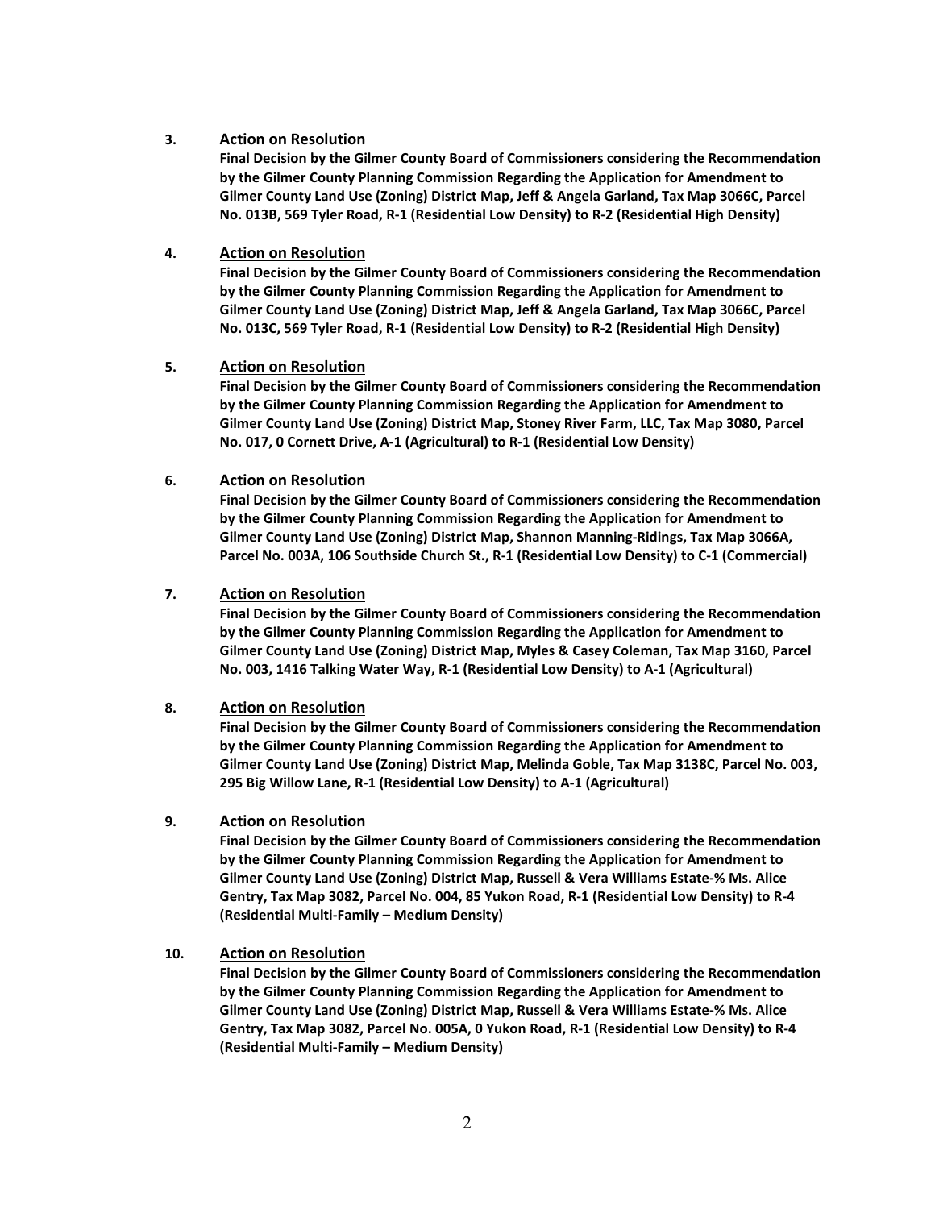3. **<u>Action on Resolution</u>**

   **Final Decision by the Gilmer County Board of Commissioners considering the Recommendation by the Gilmer County Planning Commission Regarding the Application for Amendment to Gilmer County Land Use (Zoning) District Map, Jeff & Angela Garland, Tax Map 3066C, Parcel No. 013B, 569 Tyler Road, R-1 (Residential Low Density) to R-2 (Residential High Density)**

4. **<u>Action on Resolution</u>**

   **Final Decision by the Gilmer County Board of Commissioners considering the Recommendation by the Gilmer County Planning Commission Regarding the Application for Amendment to Gilmer County Land Use (Zoning) District Map, Jeff & Angela Garland, Tax Map 3066C, Parcel No. 013C, 569 Tyler Road, R-1 (Residential Low Density) to R-2 (Residential High Density)**

5. **<u>Action on Resolution</u>**

   **Final Decision by the Gilmer County Board of Commissioners considering the Recommendation by the Gilmer County Planning Commission Regarding the Application for Amendment to Gilmer County Land Use (Zoning) District Map, Stoney River Farm, LLC, Tax Map 3080, Parcel No. 017, 0 Cornett Drive, A-1 (Agricultural) to R-1 (Residential Low Density)**

6. **<u>Action on Resolution</u>**

   **Final Decision by the Gilmer County Board of Commissioners considering the Recommendation by the Gilmer County Planning Commission Regarding the Application for Amendment to Gilmer County Land Use (Zoning) District Map, Shannon Manning-Ridings, Tax Map 3066A, Parcel No. 003A, 106 Southside Church St., R-1 (Residential Low Density) to C-1 (Commercial)**

7. **<u>Action on Resolution</u>**

   **Final Decision by the Gilmer County Board of Commissioners considering the Recommendation by the Gilmer County Planning Commission Regarding the Application for Amendment to Gilmer County Land Use (Zoning) District Map, Myles & Casey Coleman, Tax Map 3160, Parcel No. 003, 1416 Talking Water Way, R-1 (Residential Low Density) to A-1 (Agricultural)**

8. **<u>Action on Resolution</u>**

   **Final Decision by the Gilmer County Board of Commissioners considering the Recommendation by the Gilmer County Planning Commission Regarding the Application for Amendment to Gilmer County Land Use (Zoning) District Map, Melinda Goble, Tax Map 3138C, Parcel No. 003, 295 Big Willow Lane, R-1 (Residential Low Density) to A-1 (Agricultural)**

9. **<u>Action on Resolution</u>**

   **Final Decision by the Gilmer County Board of Commissioners considering the Recommendation by the Gilmer County Planning Commission Regarding the Application for Amendment to Gilmer County Land Use (Zoning) District Map, Russell & Vera Williams Estate-% Ms. Alice Gentry, Tax Map 3082, Parcel No. 004, 85 Yukon Road, R-1 (Residential Low Density) to R-4 (Residential Multi-Family – Medium Density)**

10. **<u>Action on Resolution</u>**

    **Final Decision by the Gilmer County Board of Commissioners considering the Recommendation by the Gilmer County Planning Commission Regarding the Application for Amendment to Gilmer County Land Use (Zoning) District Map, Russell & Vera Williams Estate-% Ms. Alice Gentry, Tax Map 3082, Parcel No. 005A, 0 Yukon Road, R-1 (Residential Low Density) to R-4 (Residential Multi-Family – Medium Density)**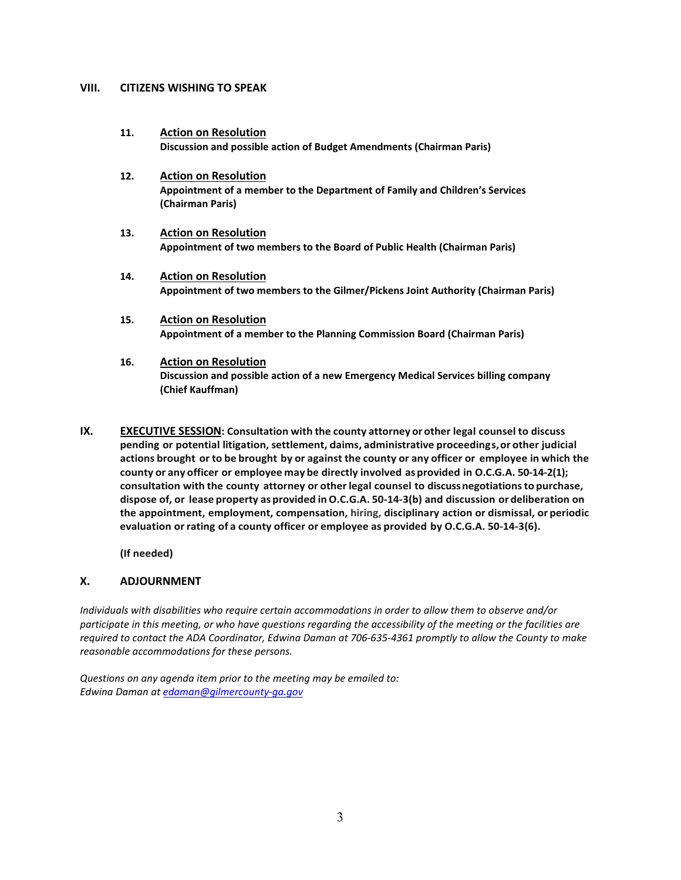## VIII. CITIZENS WISHING TO SPEAK

**11. <u>Action on Resolution</u>**
**Discussion and possible action of Budget Amendments (Chairman Paris)**

**12. <u>Action on Resolution</u>**
**Appointment of a member to the Department of Family and Children's Services (Chairman Paris)**

**13. <u>Action on Resolution</u>**
**Appointment of two members to the Board of Public Health (Chairman Paris)**

**14. <u>Action on Resolution</u>**
**Appointment of two members to the Gilmer/Pickens Joint Authority (Chairman Paris)**

**15. <u>Action on Resolution</u>**
**Appointment of a member to the Planning Commission Board (Chairman Paris)**

**16. <u>Action on Resolution</u>**
**Discussion and possible action of a new Emergency Medical Services billing company (Chief Kauffman)**

## IX. <u>EXECUTIVE SESSION</u>: Consultation with the county attorney or other legal counsel to discuss pending or potential litigation, settlement, daims, administrative proceedings, or other judicial actions brought or to be brought by or against the county or any officer or employee in which the county or any officer or employee may be directly involved as provided in O.C.G.A. 50-14-2(1); consultation with the county attorney or other legal counsel to discuss negotiations to purchase, dispose of, or lease property as provided in O.C.G.A. 50-14-3(b) and discussion or deliberation on the appointment, employment, compensation, hiring, disciplinary action or dismissal, or periodic evaluation or rating of a county officer or employee as provided by O.C.G.A. 50-14-3(6).

**(If needed)**

## X. ADJOURNMENT

*Individuals with disabilities who require certain accommodations in order to allow them to observe and/or participate in this meeting, or who have questions regarding the accessibility of the meeting or the facilities are required to contact the ADA Coordinator, Edwina Daman at 706-635-4361 promptly to allow the County to make reasonable accommodations for these persons.*

*Questions on any agenda item prior to the meeting may be emailed to:*
*Edwina Daman at [edaman@gilmercounty-ga.gov](mailto:edaman@gilmercounty-ga.gov)*